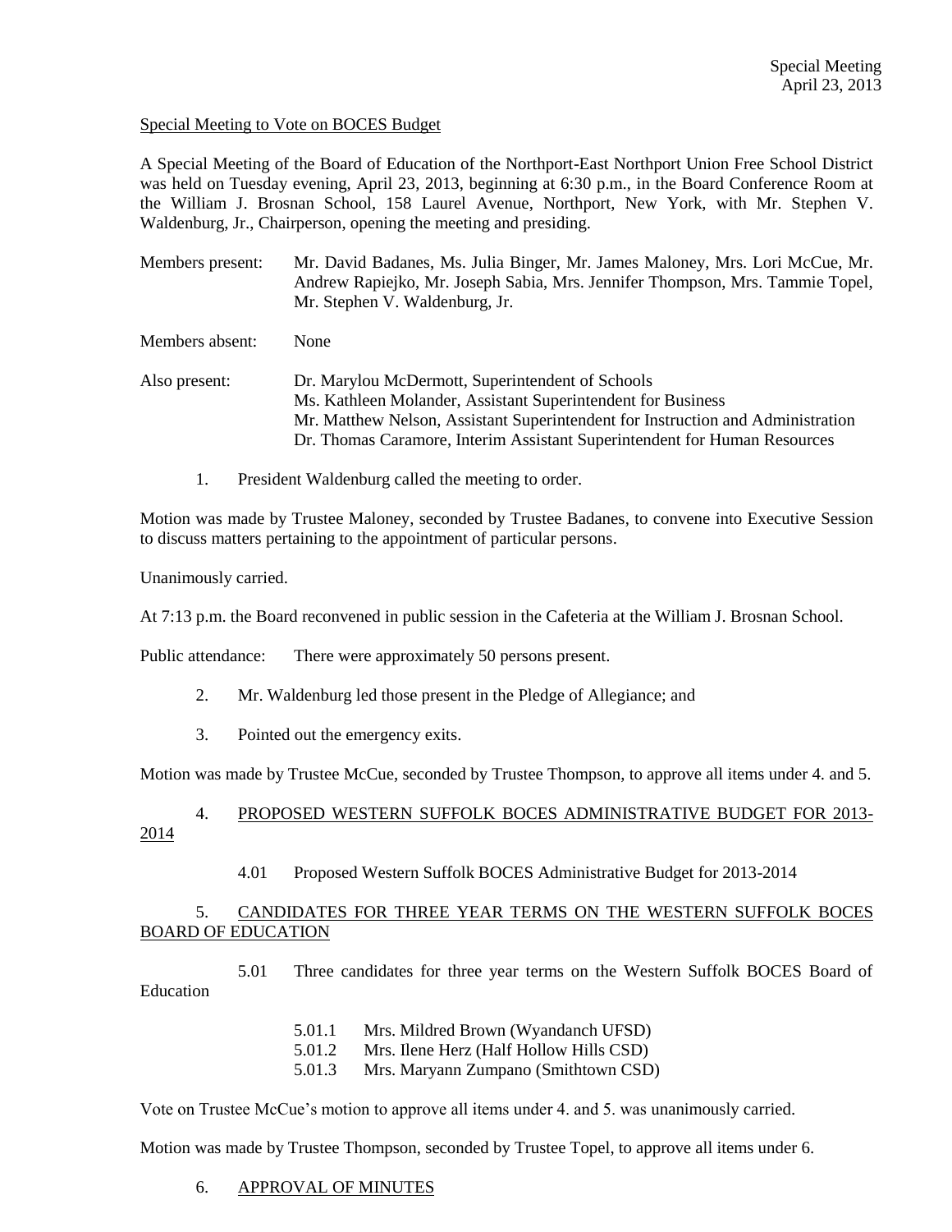Special Meeting
April 23, 2013

Special Meeting to Vote on BOCES Budget

A Special Meeting of the Board of Education of the Northport-East Northport Union Free School District was held on Tuesday evening, April 23, 2013, beginning at 6:30 p.m., in the Board Conference Room at the William J. Brosnan School, 158 Laurel Avenue, Northport, New York, with Mr. Stephen V. Waldenburg, Jr., Chairperson, opening the meeting and presiding.

Members present: Mr. David Badanes, Ms. Julia Binger, Mr. James Maloney, Mrs. Lori McCue, Mr. Andrew Rapiejko, Mr. Joseph Sabia, Mrs. Jennifer Thompson, Mrs. Tammie Topel, Mr. Stephen V. Waldenburg, Jr.

Members absent: None

Also present: Dr. Marylou McDermott, Superintendent of Schools
Ms. Kathleen Molander, Assistant Superintendent for Business
Mr. Matthew Nelson, Assistant Superintendent for Instruction and Administration
Dr. Thomas Caramore, Interim Assistant Superintendent for Human Resources

1. President Waldenburg called the meeting to order.

Motion was made by Trustee Maloney, seconded by Trustee Badanes, to convene into Executive Session to discuss matters pertaining to the appointment of particular persons.

Unanimously carried.

At 7:13 p.m. the Board reconvened in public session in the Cafeteria at the William J. Brosnan School.

Public attendance: There were approximately 50 persons present.

2. Mr. Waldenburg led those present in the Pledge of Allegiance; and

3. Pointed out the emergency exits.

Motion was made by Trustee McCue, seconded by Trustee Thompson, to approve all items under 4. and 5.

4. PROPOSED WESTERN SUFFOLK BOCES ADMINISTRATIVE BUDGET FOR 2013-2014

4.01 Proposed Western Suffolk BOCES Administrative Budget for 2013-2014

5. CANDIDATES FOR THREE YEAR TERMS ON THE WESTERN SUFFOLK BOCES BOARD OF EDUCATION

5.01 Three candidates for three year terms on the Western Suffolk BOCES Board of Education

5.01.1 Mrs. Mildred Brown (Wyandanch UFSD)
5.01.2 Mrs. Ilene Herz (Half Hollow Hills CSD)
5.01.3 Mrs. Maryann Zumpano (Smithtown CSD)

Vote on Trustee McCue's motion to approve all items under 4. and 5. was unanimously carried.

Motion was made by Trustee Thompson, seconded by Trustee Topel, to approve all items under 6.

6. APPROVAL OF MINUTES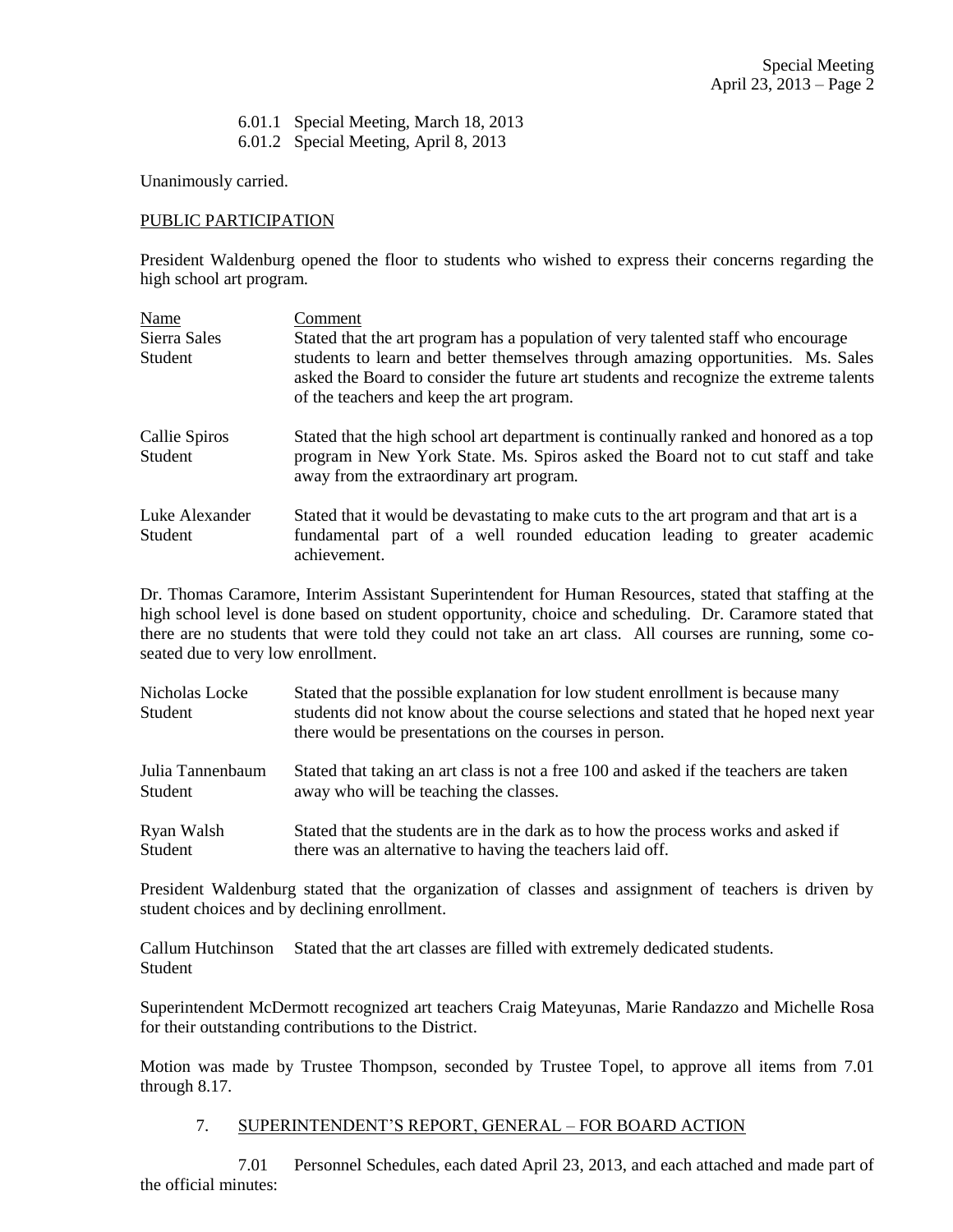6.01.1 Special Meeting, March 18, 2013
6.01.2 Special Meeting, April 8, 2013

Unanimously carried.

PUBLIC PARTICIPATION

President Waldenburg opened the floor to students who wished to express their concerns regarding the high school art program.

| Name | Comment |
|---|---|
| Sierra Sales<br>Student | Stated that the art program has a population of very talented staff who encourage students to learn and better themselves through amazing opportunities. Ms. Sales asked the Board to consider the future art students and recognize the extreme talents of the teachers and keep the art program. |
| Callie Spiros<br>Student | Stated that the high school art department is continually ranked and honored as a top program in New York State. Ms. Spiros asked the Board not to cut staff and take away from the extraordinary art program. |
| Luke Alexander<br>Student | Stated that it would be devastating to make cuts to the art program and that art is a fundamental part of a well rounded education leading to greater academic achievement. |

Dr. Thomas Caramore, Interim Assistant Superintendent for Human Resources, stated that staffing at the high school level is done based on student opportunity, choice and scheduling. Dr. Caramore stated that there are no students that were told they could not take an art class. All courses are running, some co-seated due to very low enrollment.

| Name | Comment |
|---|---|
| Nicholas Locke<br>Student | Stated that the possible explanation for low student enrollment is because many students did not know about the course selections and stated that he hoped next year there would be presentations on the courses in person. |
| Julia Tannenbaum<br>Student | Stated that taking an art class is not a free 100 and asked if the teachers are taken away who will be teaching the classes. |
| Ryan Walsh<br>Student | Stated that the students are in the dark as to how the process works and asked if there was an alternative to having the teachers laid off. |

President Waldenburg stated that the organization of classes and assignment of teachers is driven by student choices and by declining enrollment.

| Name | Comment |
|---|---|
| Callum Hutchinson<br>Student | Stated that the art classes are filled with extremely dedicated students. |

Superintendent McDermott recognized art teachers Craig Mateyunas, Marie Randazzo and Michelle Rosa for their outstanding contributions to the District.

Motion was made by Trustee Thompson, seconded by Trustee Topel, to approve all items from 7.01 through 8.17.

7. SUPERINTENDENT'S REPORT, GENERAL – FOR BOARD ACTION

7.01 Personnel Schedules, each dated April 23, 2013, and each attached and made part of the official minutes: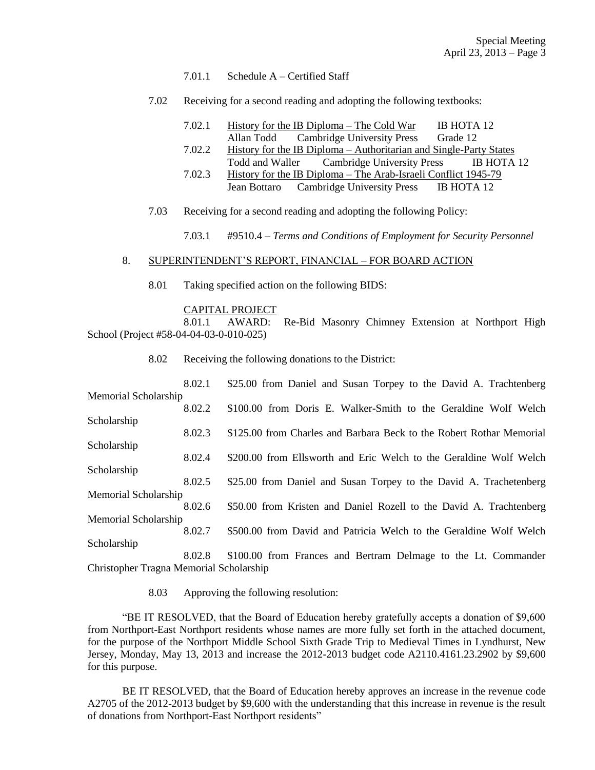7.01.1 Schedule A – Certified Staff

7.02 Receiving for a second reading and adopting the following textbooks:

7.02.1 History for the IB Diploma – The Cold War IB HOTA 12
Allan Todd Cambridge University Press Grade 12

7.02.2 History for the IB Diploma – Authoritarian and Single-Party States
Todd and Waller Cambridge University Press IB HOTA 12

7.02.3 History for the IB Diploma – The Arab-Israeli Conflict 1945-79
Jean Bottaro Cambridge University Press IB HOTA 12

7.03 Receiving for a second reading and adopting the following Policy:

7.03.1 #9510.4 – *Terms and Conditions of Employment for Security Personnel*

8. SUPERINTENDENT'S REPORT, FINANCIAL – FOR BOARD ACTION

8.01 Taking specified action on the following BIDS:

CAPITAL PROJECT

8.01.1 AWARD: Re-Bid Masonry Chimney Extension at Northport High School (Project #58-04-04-03-0-010-025)

8.02 Receiving the following donations to the District:

8.02.1 $25.00 from Daniel and Susan Torpey to the David A. Trachtenberg Memorial Scholarship

8.02.2 $100.00 from Doris E. Walker-Smith to the Geraldine Wolf Welch Scholarship

8.02.3 $125.00 from Charles and Barbara Beck to the Robert Rothar Memorial Scholarship

8.02.4 $200.00 from Ellsworth and Eric Welch to the Geraldine Wolf Welch Scholarship

8.02.5 $25.00 from Daniel and Susan Torpey to the David A. Trachetenberg Memorial Scholarship

8.02.6 $50.00 from Kristen and Daniel Rozell to the David A. Trachtenberg Memorial Scholarship

8.02.7 $500.00 from David and Patricia Welch to the Geraldine Wolf Welch Scholarship

8.02.8 $100.00 from Frances and Bertram Delmage to the Lt. Commander Christopher Tragna Memorial Scholarship

8.03 Approving the following resolution:

"BE IT RESOLVED, that the Board of Education hereby gratefully accepts a donation of $9,600 from Northport-East Northport residents whose names are more fully set forth in the attached document, for the purpose of the Northport Middle School Sixth Grade Trip to Medieval Times in Lyndhurst, New Jersey, Monday, May 13, 2013 and increase the 2012-2013 budget code A2110.4161.23.2902 by $9,600 for this purpose.

BE IT RESOLVED, that the Board of Education hereby approves an increase in the revenue code A2705 of the 2012-2013 budget by $9,600 with the understanding that this increase in revenue is the result of donations from Northport-East Northport residents"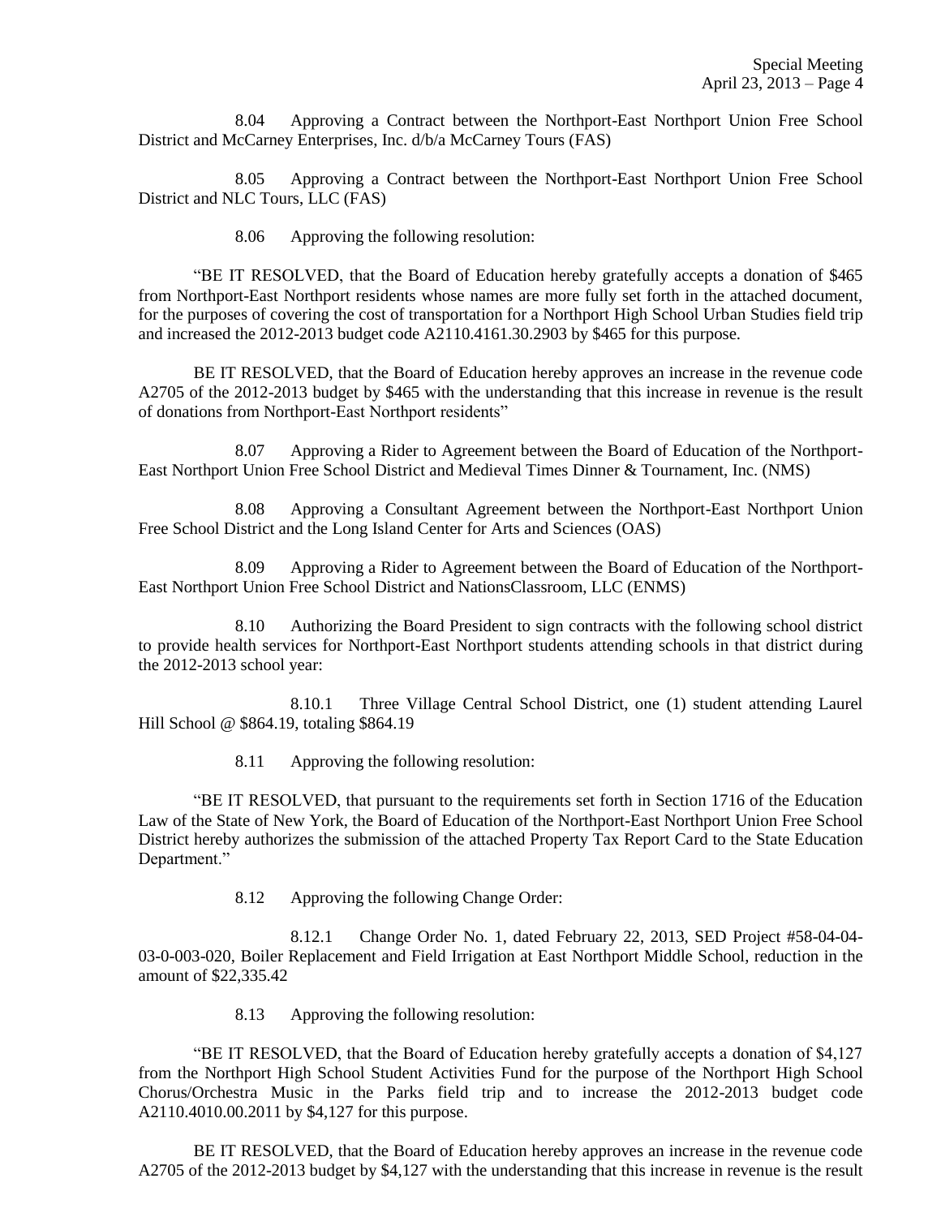8.04 Approving a Contract between the Northport-East Northport Union Free School District and McCarney Enterprises, Inc. d/b/a McCarney Tours (FAS)

8.05 Approving a Contract between the Northport-East Northport Union Free School District and NLC Tours, LLC (FAS)

8.06 Approving the following resolution:

"BE IT RESOLVED, that the Board of Education hereby gratefully accepts a donation of $465 from Northport-East Northport residents whose names are more fully set forth in the attached document, for the purposes of covering the cost of transportation for a Northport High School Urban Studies field trip and increased the 2012-2013 budget code A2110.4161.30.2903 by $465 for this purpose.

BE IT RESOLVED, that the Board of Education hereby approves an increase in the revenue code A2705 of the 2012-2013 budget by $465 with the understanding that this increase in revenue is the result of donations from Northport-East Northport residents"

8.07 Approving a Rider to Agreement between the Board of Education of the Northport-East Northport Union Free School District and Medieval Times Dinner & Tournament, Inc. (NMS)

8.08 Approving a Consultant Agreement between the Northport-East Northport Union Free School District and the Long Island Center for Arts and Sciences (OAS)

8.09 Approving a Rider to Agreement between the Board of Education of the Northport-East Northport Union Free School District and NationsClassroom, LLC (ENMS)

8.10 Authorizing the Board President to sign contracts with the following school district to provide health services for Northport-East Northport students attending schools in that district during the 2012-2013 school year:

8.10.1 Three Village Central School District, one (1) student attending Laurel Hill School @ $864.19, totaling $864.19

8.11 Approving the following resolution:

"BE IT RESOLVED, that pursuant to the requirements set forth in Section 1716 of the Education Law of the State of New York, the Board of Education of the Northport-East Northport Union Free School District hereby authorizes the submission of the attached Property Tax Report Card to the State Education Department."

8.12 Approving the following Change Order:

8.12.1 Change Order No. 1, dated February 22, 2013, SED Project #58-04-04-03-0-003-020, Boiler Replacement and Field Irrigation at East Northport Middle School, reduction in the amount of $22,335.42

8.13 Approving the following resolution:

"BE IT RESOLVED, that the Board of Education hereby gratefully accepts a donation of $4,127 from the Northport High School Student Activities Fund for the purpose of the Northport High School Chorus/Orchestra Music in the Parks field trip and to increase the 2012-2013 budget code A2110.4010.00.2011 by $4,127 for this purpose.

BE IT RESOLVED, that the Board of Education hereby approves an increase in the revenue code A2705 of the 2012-2013 budget by $4,127 with the understanding that this increase in revenue is the result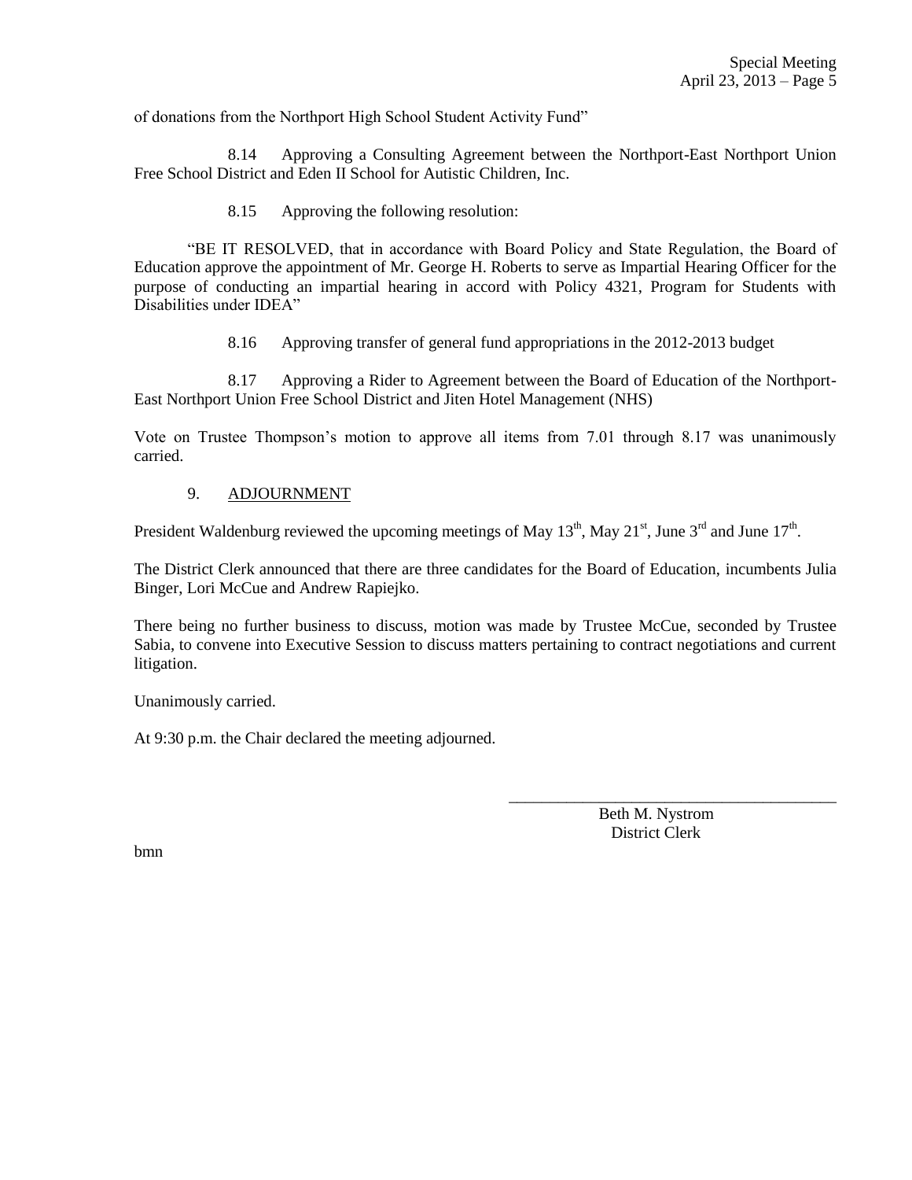of donations from the Northport High School Student Activity Fund"

8.14 Approving a Consulting Agreement between the Northport-East Northport Union Free School District and Eden II School for Autistic Children, Inc.

8.15 Approving the following resolution:

"BE IT RESOLVED, that in accordance with Board Policy and State Regulation, the Board of Education approve the appointment of Mr. George H. Roberts to serve as Impartial Hearing Officer for the purpose of conducting an impartial hearing in accord with Policy 4321, Program for Students with Disabilities under IDEA"

8.16 Approving transfer of general fund appropriations in the 2012-2013 budget

8.17 Approving a Rider to Agreement between the Board of Education of the Northport-East Northport Union Free School District and Jiten Hotel Management (NHS)

Vote on Trustee Thompson's motion to approve all items from 7.01 through 8.17 was unanimously carried.

9. ADJOURNMENT

President Waldenburg reviewed the upcoming meetings of May 13th, May 21st, June 3rd and June 17th.

The District Clerk announced that there are three candidates for the Board of Education, incumbents Julia Binger, Lori McCue and Andrew Rapiejko.

There being no further business to discuss, motion was made by Trustee McCue, seconded by Trustee Sabia, to convene into Executive Session to discuss matters pertaining to contract negotiations and current litigation.

Unanimously carried.

At 9:30 p.m. the Chair declared the meeting adjourned.

\_\_\_\_\_\_\_\_\_\_\_\_\_\_\_\_\_\_\_\_\_\_\_\_\_\_\_\_\_\_\_\_\_\_\_\_\_\_\_\_

Beth M. Nystrom
District Clerk

bmn